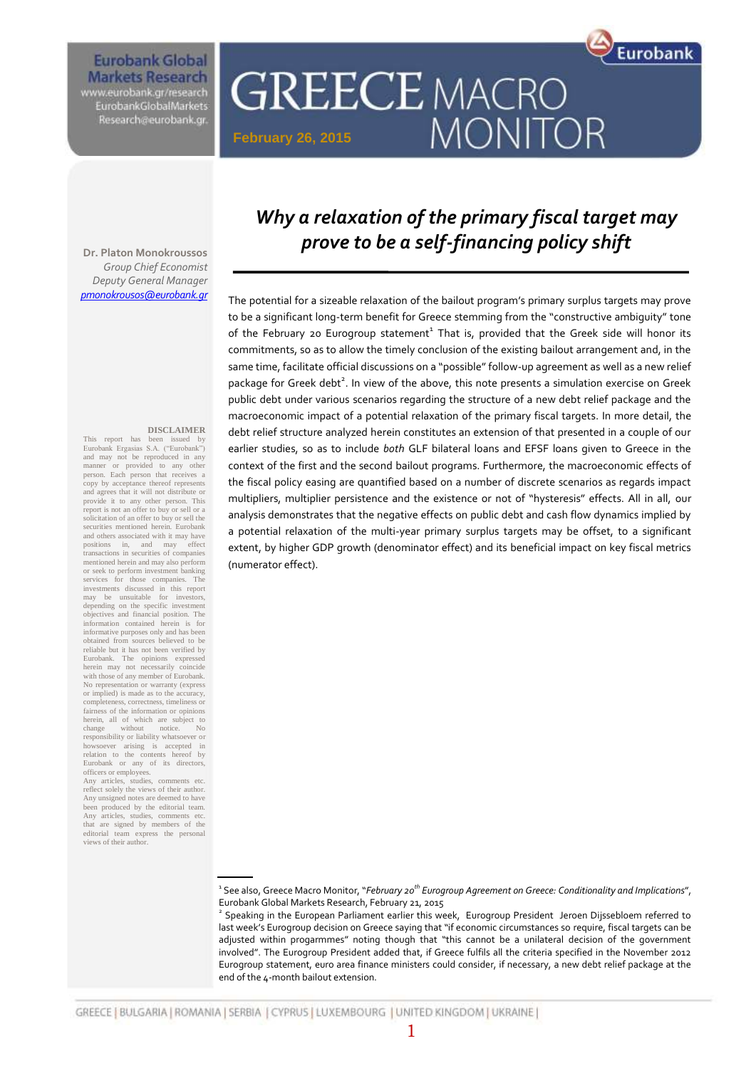Eurobank Global Markets Research
www.eurobank.gr/research
EurobankGlobalMarkets
Research@eurobank.gr

# GREECE MACRO MONITOR

February 26, 2015

**Dr. Platon Monokroussos**
*Group Chief Economist*
*Deputy General Manager*
pmonokrousos@eurobank.gr

## *Why a relaxation of the primary fiscal target may prove to be a self-financing policy shift*

The potential for a sizeable relaxation of the bailout program's primary surplus targets may prove to be a significant long-term benefit for Greece stemming from the "constructive ambiguity" tone of the February 20 Eurogroup statement[1] That is, provided that the Greek side will honor its commitments, so as to allow the timely conclusion of the existing bailout arrangement and, in the same time, facilitate official discussions on a "possible" follow-up agreement as well as a new relief package for Greek debt[2]. In view of the above, this note presents a simulation exercise on Greek public debt under various scenarios regarding the structure of a new debt relief package and the macroeconomic impact of a potential relaxation of the primary fiscal targets. In more detail, the debt relief structure analyzed herein constitutes an extension of that presented in a couple of our earlier studies, so as to include *both* GLF bilateral loans and EFSF loans given to Greece in the context of the first and the second bailout programs. Furthermore, the macroeconomic effects of the fiscal policy easing are quantified based on a number of discrete scenarios as regards impact multipliers, multiplier persistence and the existence or not of "hysteresis" effects. All in all, our analysis demonstrates that the negative effects on public debt and cash flow dynamics implied by a potential relaxation of the multi-year primary surplus targets may be offset, to a significant extent, by higher GDP growth (denominator effect) and its beneficial impact on key fiscal metrics (numerator effect).

**DISCLAIMER**

This report has been issued by Eurobank Ergasias S.A. ("Eurobank") and may not be reproduced in any manner or provided to any other person. Each person that receives a copy by acceptance thereof represents and agrees that it will not distribute or provide it to any other person. This report is not an offer to buy or sell or a solicitation of an offer to buy or sell the securities mentioned herein. Eurobank and others associated with it may have positions in, and may effect transactions in securities of companies mentioned herein and may also perform or seek to perform investment banking services for those companies. The investments discussed in this report may be unsuitable for investors, depending on the specific investment objectives and financial position. The information contained herein is for informative purposes only and has been obtained from sources believed to be reliable but it has not been verified by Eurobank. The opinions expressed herein may not necessarily coincide with those of any member of Eurobank. No representation or warranty (express or implied) is made as to the accuracy, completeness, correctness, timeliness or fairness of the information or opinions herein, all of which are subject to change without notice. No responsibility or liability whatsoever or howsoever arising is accepted in relation to the contents hereof by Eurobank or any of its directors, officers or employees.
Any articles, studies, comments etc. reflect solely the views of their author. Any unsigned notes are deemed to have been produced by the editorial team. Any articles, studies, comments etc. that are signed by members of the editorial team express the personal views of their author.

---

[1] See also, Greece Macro Monitor, "*February 20th Eurogroup Agreement on Greece: Conditionality and Implications*", Eurobank Global Markets Research, February 21, 2015

[2] Speaking in the European Parliament earlier this week, Eurogroup President Jeroen Dijssebloem referred to last week's Eurogroup decision on Greece saying that "if economic circumstances so require, fiscal targets can be adjusted within progarmmes" noting though that "this cannot be a unilateral decision of the government involved". The Eurogroup President added that, if Greece fulfils all the criteria specified in the November 2012 Eurogroup statement, euro area finance ministers could consider, if necessary, a new debt relief package at the end of the 4-month bailout extension.

GREECE | BULGARIA | ROMANIA | SERBIA | CYPRUS | LUXEMBOURG | UNITED KINGDOM | UKRAINE |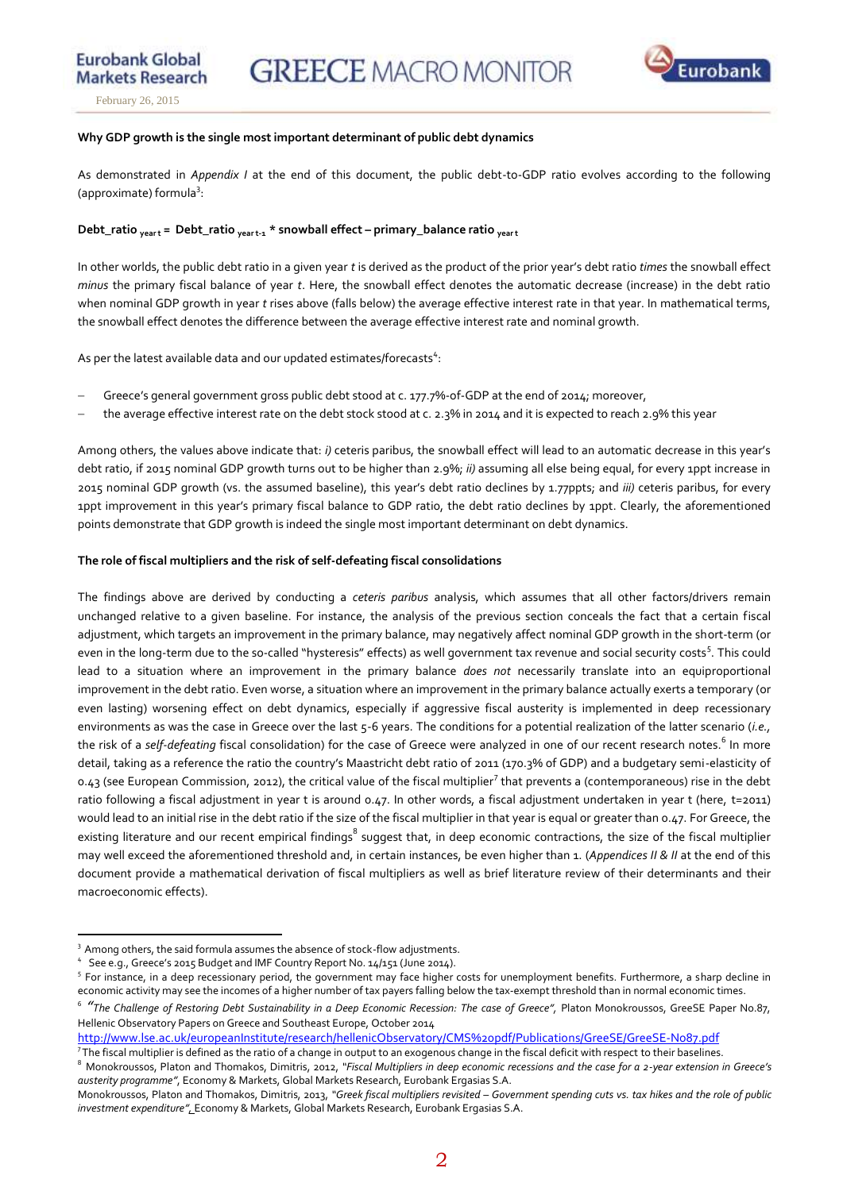**Why GDP growth is the single most important determinant of public debt dynamics**

As demonstrated in *Appendix I* at the end of this document, the public debt-to-GDP ratio evolves according to the following (approximate) formula[3]:

**Debt_ratio $_{\text{year t}}$ = Debt_ratio $_{\text{year t-1}}$ * snowball effect – primary_balance ratio $_{\text{year t}}$**

In other worlds, the public debt ratio in a given year *t* is derived as the product of the prior year's debt ratio *times* the snowball effect *minus* the primary fiscal balance of year *t*. Here, the snowball effect denotes the automatic decrease (increase) in the debt ratio when nominal GDP growth in year *t* rises above (falls below) the average effective interest rate in that year. In mathematical terms, the snowball effect denotes the difference between the average effective interest rate and nominal growth.

As per the latest available data and our updated estimates/forecasts[4]:

- Greece's general government gross public debt stood at c. 177.7%-of-GDP at the end of 2014; moreover,
- the average effective interest rate on the debt stock stood at c. 2.3% in 2014 and it is expected to reach 2.9% this year

Among others, the values above indicate that: *i)* ceteris paribus, the snowball effect will lead to an automatic decrease in this year's debt ratio, if 2015 nominal GDP growth turns out to be higher than 2.9%; *ii)* assuming all else being equal, for every 1ppt increase in 2015 nominal GDP growth (vs. the assumed baseline), this year's debt ratio declines by 1.77ppts; and *iii)* ceteris paribus, for every 1ppt improvement in this year's primary fiscal balance to GDP ratio, the debt ratio declines by 1ppt. Clearly, the aforementioned points demonstrate that GDP growth is indeed the single most important determinant on debt dynamics.

**The role of fiscal multipliers and the risk of self-defeating fiscal consolidations**

The findings above are derived by conducting a *ceteris paribus* analysis, which assumes that all other factors/drivers remain unchanged relative to a given baseline. For instance, the analysis of the previous section conceals the fact that a certain fiscal adjustment, which targets an improvement in the primary balance, may negatively affect nominal GDP growth in the short-term (or even in the long-term due to the so-called "hysteresis" effects) as well government tax revenue and social security costs[5]. This could lead to a situation where an improvement in the primary balance *does not* necessarily translate into an equiproportional improvement in the debt ratio. Even worse, a situation where an improvement in the primary balance actually exerts a temporary (or even lasting) worsening effect on debt dynamics, especially if aggressive fiscal austerity is implemented in deep recessionary environments as was the case in Greece over the last 5-6 years. The conditions for a potential realization of the latter scenario (*i.e.*, the risk of a *self-defeating* fiscal consolidation) for the case of Greece were analyzed in one of our recent research notes.[6] In more detail, taking as a reference the ratio the country's Maastricht debt ratio of 2011 (170.3% of GDP) and a budgetary semi-elasticity of 0.43 (see European Commission, 2012), the critical value of the fiscal multiplier[7] that prevents a (contemporaneous) rise in the debt ratio following a fiscal adjustment in year t is around 0.47. In other words, a fiscal adjustment undertaken in year t (here, t=2011) would lead to an initial rise in the debt ratio if the size of the fiscal multiplier in that year is equal or greater than 0.47. For Greece, the existing literature and our recent empirical findings[8] suggest that, in deep economic contractions, the size of the fiscal multiplier may well exceed the aforementioned threshold and, in certain instances, be even higher than 1. (*Appendices II & II* at the end of this document provide a mathematical derivation of fiscal multipliers as well as brief literature review of their determinants and their macroeconomic effects).

---

[3] Among others, the said formula assumes the absence of stock-flow adjustments.

[4] See e.g., Greece's 2015 Budget and IMF Country Report No. 14/151 (June 2014).

[5] For instance, in a deep recessionary period, the government may face higher costs for unemployment benefits. Furthermore, a sharp decline in economic activity may see the incomes of a higher number of tax payers falling below the tax-exempt threshold than in normal economic times.

[6] *"The Challenge of Restoring Debt Sustainability in a Deep Economic Recession: The case of Greece"*, Platon Monokroussos, GreeSE Paper No.87, Hellenic Observatory Papers on Greece and Southeast Europe, October 2014 http://www.lse.ac.uk/europeanInstitute/research/hellenicObservatory/CMS%20pdf/Publications/GreeSE/GreeSE-No87.pdf

[7] The fiscal multiplier is defined as the ratio of a change in output to an exogenous change in the fiscal deficit with respect to their baselines.

[8] Monokroussos, Platon and Thomakos, Dimitris, 2012, *"Fiscal Multipliers in deep economic recessions and the case for a 2-year extension in Greece's austerity programme"*, Economy & Markets, Global Markets Research, Eurobank Ergasias S.A.

Monokroussos, Platon and Thomakos, Dimitris, 2013, *"Greek fiscal multipliers revisited – Government spending cuts vs. tax hikes and the role of public investment expenditure"*, Economy & Markets, Global Markets Research, Eurobank Ergasias S.A.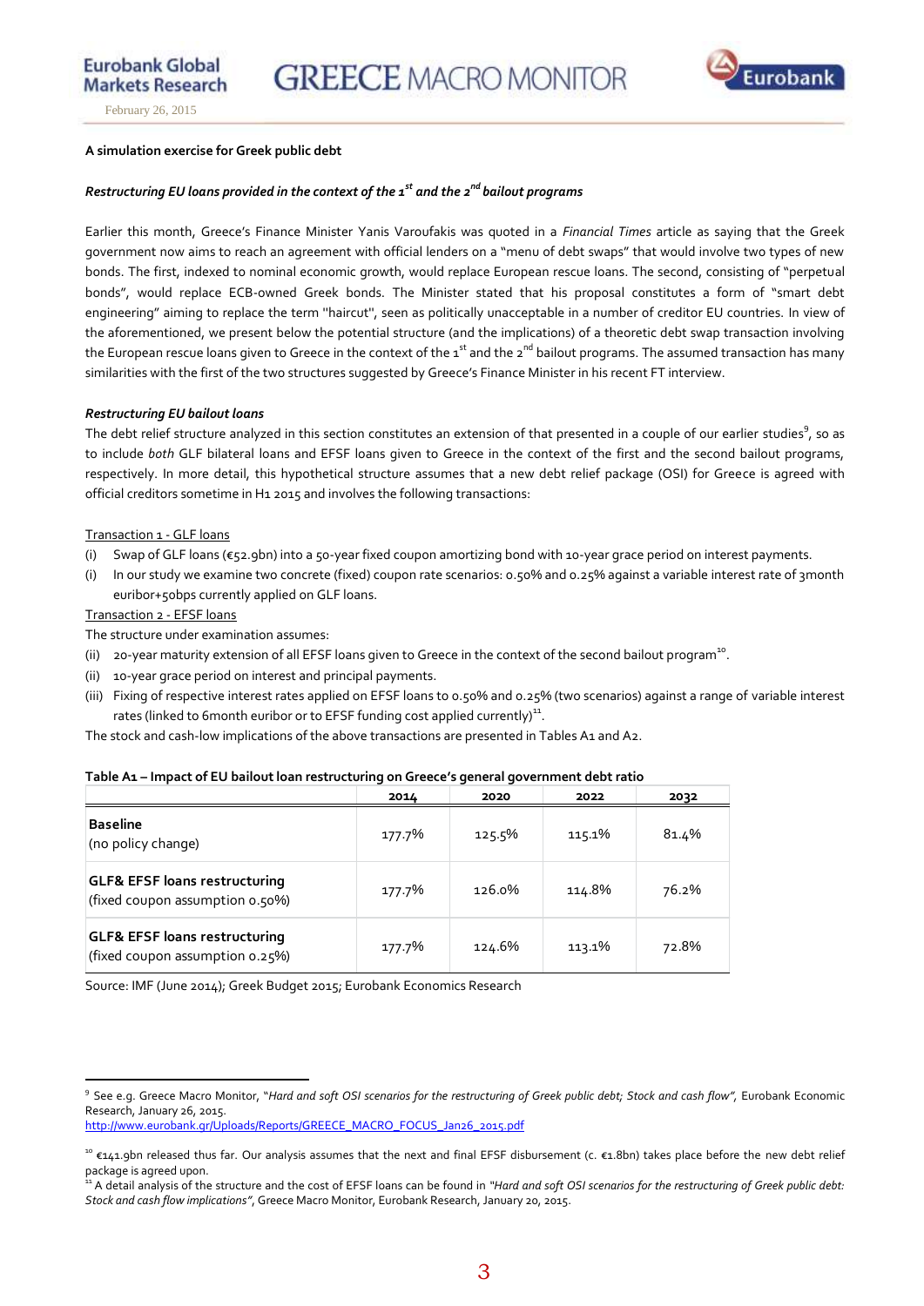**A simulation exercise for Greek public debt**

***Restructuring EU loans provided in the context of the 1st and the 2nd bailout programs***

Earlier this month, Greece's Finance Minister Yanis Varoufakis was quoted in a *Financial Times* article as saying that the Greek government now aims to reach an agreement with official lenders on a "menu of debt swaps" that would involve two types of new bonds. The first, indexed to nominal economic growth, would replace European rescue loans. The second, consisting of "perpetual bonds", would replace ECB-owned Greek bonds. The Minister stated that his proposal constitutes a form of "smart debt engineering" aiming to replace the term "haircut", seen as politically unacceptable in a number of creditor EU countries. In view of the aforementioned, we present below the potential structure (and the implications) of a theoretic debt swap transaction involving the European rescue loans given to Greece in the context of the 1st and the 2nd bailout programs. The assumed transaction has many similarities with the first of the two structures suggested by Greece's Finance Minister in his recent FT interview.

***Restructuring EU bailout loans***

The debt relief structure analyzed in this section constitutes an extension of that presented in a couple of our earlier studies[9], so as to include *both* GLF bilateral loans and EFSF loans given to Greece in the context of the first and the second bailout programs, respectively. In more detail, this hypothetical structure assumes that a new debt relief package (OSI) for Greece is agreed with official creditors sometime in H1 2015 and involves the following transactions:

Transaction 1 - GLF loans

(i) Swap of GLF loans (€52.9bn) into a 50-year fixed coupon amortizing bond with 10-year grace period on interest payments.

(i) In our study we examine two concrete (fixed) coupon rate scenarios: 0.50% and 0.25% against a variable interest rate of 3month euribor+50bps currently applied on GLF loans.

Transaction 2 - EFSF loans

The structure under examination assumes:

(ii) 20-year maturity extension of all EFSF loans given to Greece in the context of the second bailout program[10].

(ii) 10-year grace period on interest and principal payments.

(iii) Fixing of respective interest rates applied on EFSF loans to 0.50% and 0.25% (two scenarios) against a range of variable interest rates (linked to 6month euribor or to EFSF funding cost applied currently)[11].

The stock and cash-low implications of the above transactions are presented in Tables A1 and A2.

**Table A1 – Impact of EU bailout loan restructuring on Greece's general government debt ratio**

| | 2014 | 2020 | 2022 | 2032 |
|---|---|---|---|---|
| **Baseline** (no policy change) | 177.7% | 125.5% | 115.1% | 81.4% |
| **GLF& EFSF loans restructuring** (fixed coupon assumption 0.50%) | 177.7% | 126.0% | 114.8% | 76.2% |
| **GLF& EFSF loans restructuring** (fixed coupon assumption 0.25%) | 177.7% | 124.6% | 113.1% | 72.8% |

Source: IMF (June 2014); Greek Budget 2015; Eurobank Economics Research

[9] See e.g. Greece Macro Monitor, "*Hard and soft OSI scenarios for the restructuring of Greek public debt; Stock and cash flow",* Eurobank Economic Research, January 26, 2015.
http://www.eurobank.gr/Uploads/Reports/GREECE_MACRO_FOCUS_Jan26_2015.pdf

[10] €141.9bn released thus far. Our analysis assumes that the next and final EFSF disbursement (c. €1.8bn) takes place before the new debt relief package is agreed upon.

[11] A detail analysis of the structure and the cost of EFSF loans can be found in *"Hard and soft OSI scenarios for the restructuring of Greek public debt: Stock and cash flow implications"*, Greece Macro Monitor, Eurobank Research, January 20, 2015.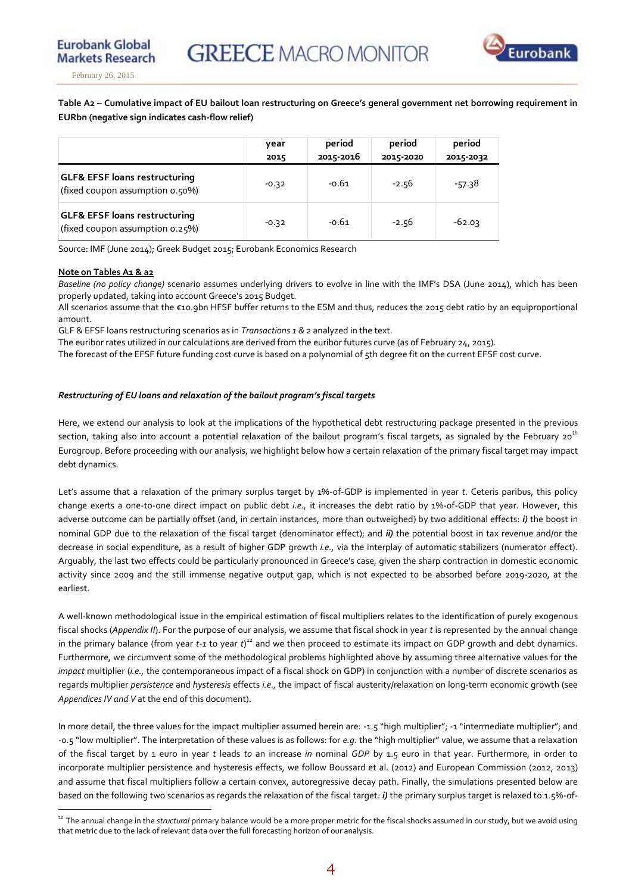**Table A2 – Cumulative impact of EU bailout loan restructuring on Greece's general government net borrowing requirement in EURbn (negative sign indicates cash-flow relief)**

| | year 2015 | period 2015-2016 | period 2015-2020 | period 2015-2032 |
|---|---|---|---|---|
| **GLF& EFSF loans restructuring** (fixed coupon assumption 0.50%) | -0.32 | -0.61 | -2.56 | -57.38 |
| **GLF& EFSF loans restructuring** (fixed coupon assumption 0.25%) | -0.32 | -0.61 | -2.56 | -62.03 |

Source: IMF (June 2014); Greek Budget 2015; Eurobank Economics Research

**Note on Tables A1 & a2**

*Baseline (no policy change)* scenario assumes underlying drivers to evolve in line with the IMF's DSA (June 2014), which has been properly updated, taking into account Greece's 2015 Budget.

All scenarios assume that the €10.9bn HFSF buffer returns to the ESM and thus, reduces the 2015 debt ratio by an equiproportional amount.

GLF & EFSF loans restructuring scenarios as in *Transactions 1 & 2* analyzed in the text.

The euribor rates utilized in our calculations are derived from the euribor futures curve (as of February 24, 2015).

The forecast of the EFSF future funding cost curve is based on a polynomial of 5th degree fit on the current EFSF cost curve.

***Restructuring of EU loans and relaxation of the bailout program's fiscal targets***

Here, we extend our analysis to look at the implications of the hypothetical debt restructuring package presented in the previous section, taking also into account a potential relaxation of the bailout program's fiscal targets, as signaled by the February 20th Eurogroup. Before proceeding with our analysis, we highlight below how a certain relaxation of the primary fiscal target may impact debt dynamics.

Let's assume that a relaxation of the primary surplus target by 1%-of-GDP is implemented in year *t*. Ceteris paribus, this policy change exerts a one-to-one direct impact on public debt *i.e.,* it increases the debt ratio by 1%-of-GDP that year. However, this adverse outcome can be partially offset (and, in certain instances, more than outweighed) by two additional effects: ***i)*** the boost in nominal GDP due to the relaxation of the fiscal target (denominator effect); and ***ii)*** the potential boost in tax revenue and/or the decrease in social expenditure, as a result of higher GDP growth *i.e.,* via the interplay of automatic stabilizers (numerator effect). Arguably, the last two effects could be particularly pronounced in Greece's case, given the sharp contraction in domestic economic activity since 2009 and the still immense negative output gap, which is not expected to be absorbed before 2019-2020, at the earliest.

A well-known methodological issue in the empirical estimation of fiscal multipliers relates to the identification of purely exogenous fiscal shocks (*Appendix II*). For the purpose of our analysis, we assume that fiscal shock in year *t* is represented by the annual change in the primary balance (from year *t-1* to year *t*)[12] and we then proceed to estimate its impact on GDP growth and debt dynamics. Furthermore, we circumvent some of the methodological problems highlighted above by assuming three alternative values for the *impact* multiplier (*i.e.,* the contemporaneous impact of a fiscal shock on GDP) in conjunction with a number of discrete scenarios as regards multiplier *persistence* and *hysteresis* effects *i.e.,* the impact of fiscal austerity/relaxation on long-term economic growth (see *Appendices IV and V* at the end of this document).

In more detail, the three values for the impact multiplier assumed herein are: -1.5 "high multiplier"; -1 "intermediate multiplier"; and -0.5 "low multiplier". The interpretation of these values is as follows: for *e.g.* the "high multiplier" value, we assume that a relaxation of the fiscal target by 1 euro in year *t* leads *to* an increase *in* nominal *GDP* by 1.5 euro in that year. Furthermore, in order to incorporate multiplier persistence and hysteresis effects, we follow Boussard et al. (2012) and European Commission (2012, 2013) and assume that fiscal multipliers follow a certain convex, autoregressive decay path. Finally, the simulations presented below are based on the following two scenarios as regards the relaxation of the fiscal target*:* ***i)*** the primary surplus target is relaxed to 1.5%-of-

[12] The annual change in the *structural* primary balance would be a more proper metric for the fiscal shocks assumed in our study, but we avoid using that metric due to the lack of relevant data over the full forecasting horizon of our analysis.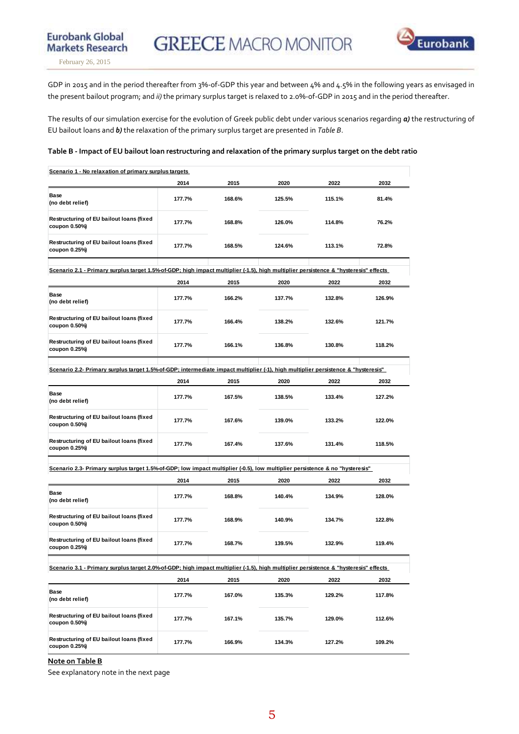GDP in 2015 and in the period thereafter from 3%-of-GDP this year and between 4% and 4.5% in the following years as envisaged in the present bailout program; and *ii)* the primary surplus target is relaxed to 2.0%-of-GDP in 2015 and in the period thereafter.

The results of our simulation exercise for the evolution of Greek public debt under various scenarios regarding ***a)*** the restructuring of EU bailout loans and ***b)*** the relaxation of the primary surplus target are presented in *Table B*.

**Table B - Impact of EU bailout loan restructuring and relaxation of the primary surplus target on the debt ratio**

| Scenario 1 - No relaxation of primary surplus targets | 2014 | 2015 | 2020 | 2022 | 2032 |
|---|---|---|---|---|---|
| Base (no debt relief) | 177.7% | 168.6% | 125.5% | 115.1% | 81.4% |
| Restructuring of EU bailout loans (fixed coupon 0.50%) | 177.7% | 168.8% | 126.0% | 114.8% | 76.2% |
| Restructuring of EU bailout loans (fixed coupon 0.25%) | 177.7% | 168.5% | 124.6% | 113.1% | 72.8% |

| Scenario 2.1 - Primary surplus target 1.5%-of-GDP; high impact multiplier (-1.5), high multiplier persistence & "hysteresis" effects | 2014 | 2015 | 2020 | 2022 | 2032 |
|---|---|---|---|---|---|
| Base (no debt relief) | 177.7% | 166.2% | 137.7% | 132.8% | 126.9% |
| Restructuring of EU bailout loans (fixed coupon 0.50%) | 177.7% | 166.4% | 138.2% | 132.6% | 121.7% |
| Restructuring of EU bailout loans (fixed coupon 0.25%) | 177.7% | 166.1% | 136.8% | 130.8% | 118.2% |

| Scenario 2.2- Primary surplus target 1.5%-of-GDP; intermediate impact multiplier (-1), high multiplier persistence & "hysteresis" | 2014 | 2015 | 2020 | 2022 | 2032 |
|---|---|---|---|---|---|
| Base (no debt relief) | 177.7% | 167.5% | 138.5% | 133.4% | 127.2% |
| Restructuring of EU bailout loans (fixed coupon 0.50%) | 177.7% | 167.6% | 139.0% | 133.2% | 122.0% |
| Restructuring of EU bailout loans (fixed coupon 0.25%) | 177.7% | 167.4% | 137.6% | 131.4% | 118.5% |

| Scenario 2.3- Primary surplus target 1.5%-of-GDP; low impact multiplier (-0.5), low multiplier persistence & no "hysteresis" | 2014 | 2015 | 2020 | 2022 | 2032 |
|---|---|---|---|---|---|
| Base (no debt relief) | 177.7% | 168.8% | 140.4% | 134.9% | 128.0% |
| Restructuring of EU bailout loans (fixed coupon 0.50%) | 177.7% | 168.9% | 140.9% | 134.7% | 122.8% |
| Restructuring of EU bailout loans (fixed coupon 0.25%) | 177.7% | 168.7% | 139.5% | 132.9% | 119.4% |

| Scenario 3.1 - Primary surplus target 2.0%-of-GDP; high impact multiplier (-1.5), high multiplier persistence & "hysteresis" effects | 2014 | 2015 | 2020 | 2022 | 2032 |
|---|---|---|---|---|---|
| Base (no debt relief) | 177.7% | 167.0% | 135.3% | 129.2% | 117.8% |
| Restructuring of EU bailout loans (fixed coupon 0.50%) | 177.7% | 167.1% | 135.7% | 129.0% | 112.6% |
| Restructuring of EU bailout loans (fixed coupon 0.25%) | 177.7% | 166.9% | 134.3% | 127.2% | 109.2% |

**Note on Table B**

See explanatory note in the next page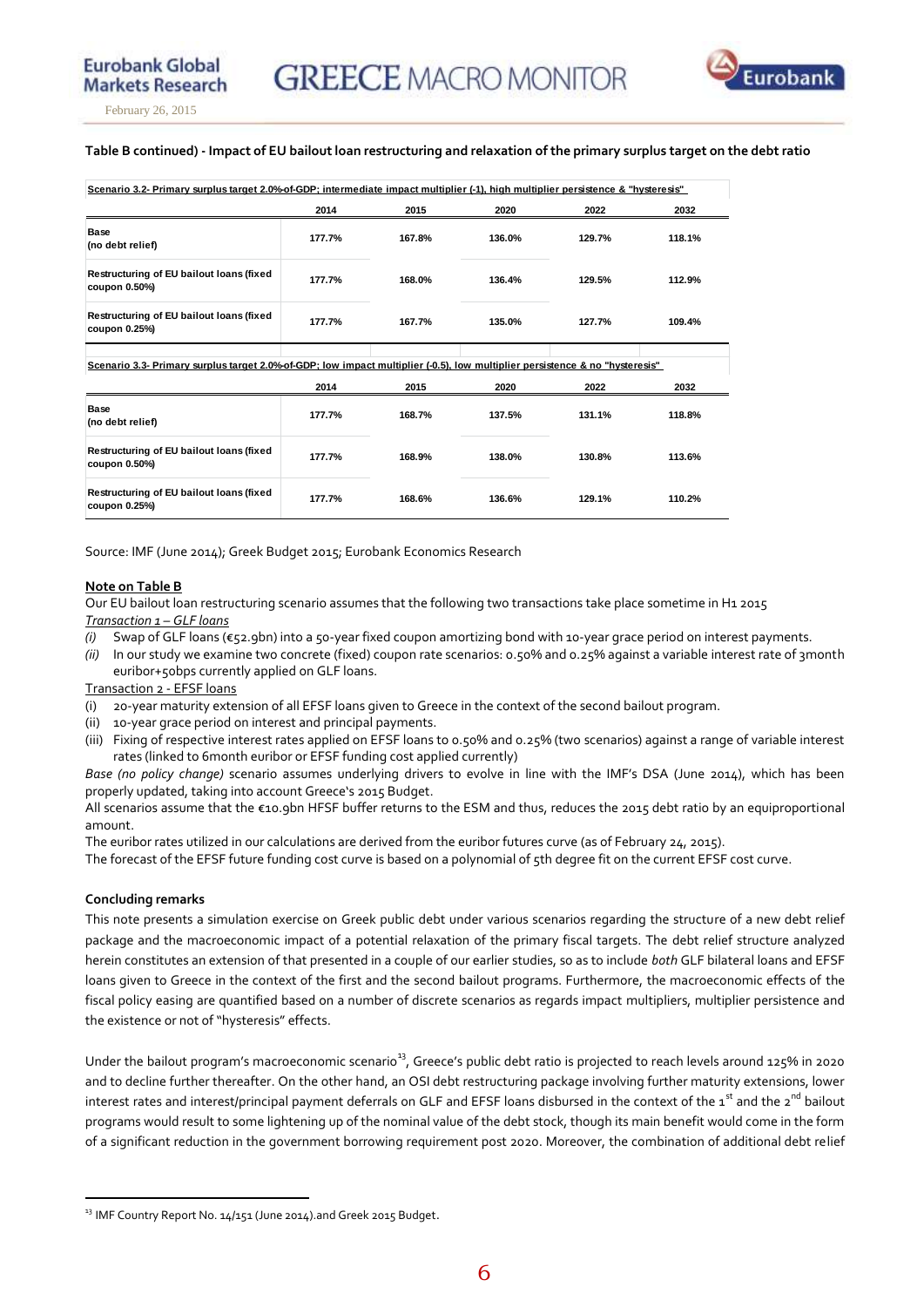**Table B continued) - Impact of EU bailout loan restructuring and relaxation of the primary surplus target on the debt ratio**

| Scenario 3.2- Primary surplus target 2.0%-of-GDP; intermediate impact multiplier (-1), high multiplier persistence & "hysteresis" | | | | | |
|---|---|---|---|---|---|
| | 2014 | 2015 | 2020 | 2022 | 2032 |
| Base (no debt relief) | 177.7% | 167.8% | 136.0% | 129.7% | 118.1% |
| Restructuring of EU bailout loans (fixed coupon 0.50%) | 177.7% | 168.0% | 136.4% | 129.5% | 112.9% |
| Restructuring of EU bailout loans (fixed coupon 0.25%) | 177.7% | 167.7% | 135.0% | 127.7% | 109.4% |

| Scenario 3.3- Primary surplus target 2.0%-of-GDP; low impact multiplier (-0.5), low multiplier persistence & no "hysteresis" | | | | | |
|---|---|---|---|---|---|
| | 2014 | 2015 | 2020 | 2022 | 2032 |
| Base (no debt relief) | 177.7% | 168.7% | 137.5% | 131.1% | 118.8% |
| Restructuring of EU bailout loans (fixed coupon 0.50%) | 177.7% | 168.9% | 138.0% | 130.8% | 113.6% |
| Restructuring of EU bailout loans (fixed coupon 0.25%) | 177.7% | 168.6% | 136.6% | 129.1% | 110.2% |

Source: IMF (June 2014); Greek Budget 2015; Eurobank Economics Research

**Note on Table B**

Our EU bailout loan restructuring scenario assumes that the following two transactions take place sometime in H1 2015

*Transaction 1 – GLF loans*

*(i)* Swap of GLF loans (€52.9bn) into a 50-year fixed coupon amortizing bond with 10-year grace period on interest payments.

*(ii)* In our study we examine two concrete (fixed) coupon rate scenarios: 0.50% and 0.25% against a variable interest rate of 3month euribor+50bps currently applied on GLF loans.

Transaction 2 - EFSF loans

(i) 20-year maturity extension of all EFSF loans given to Greece in the context of the second bailout program.

(ii) 10-year grace period on interest and principal payments.

(iii) Fixing of respective interest rates applied on EFSF loans to 0.50% and 0.25% (two scenarios) against a range of variable interest rates (linked to 6month euribor or EFSF funding cost applied currently)

*Base (no policy change)* scenario assumes underlying drivers to evolve in line with the IMF's DSA (June 2014), which has been properly updated, taking into account Greece's 2015 Budget.

All scenarios assume that the €10.9bn HFSF buffer returns to the ESM and thus, reduces the 2015 debt ratio by an equiproportional amount.

The euribor rates utilized in our calculations are derived from the euribor futures curve (as of February 24, 2015).

The forecast of the EFSF future funding cost curve is based on a polynomial of 5th degree fit on the current EFSF cost curve.

**Concluding remarks**

This note presents a simulation exercise on Greek public debt under various scenarios regarding the structure of a new debt relief package and the macroeconomic impact of a potential relaxation of the primary fiscal targets. The debt relief structure analyzed herein constitutes an extension of that presented in a couple of our earlier studies, so as to include *both* GLF bilateral loans and EFSF loans given to Greece in the context of the first and the second bailout programs. Furthermore, the macroeconomic effects of the fiscal policy easing are quantified based on a number of discrete scenarios as regards impact multipliers, multiplier persistence and the existence or not of "hysteresis" effects.

Under the bailout program's macroeconomic scenario[13], Greece's public debt ratio is projected to reach levels around 125% in 2020 and to decline further thereafter. On the other hand, an OSI debt restructuring package involving further maturity extensions, lower interest rates and interest/principal payment deferrals on GLF and EFSF loans disbursed in the context of the 1st and the 2nd bailout programs would result to some lightening up of the nominal value of the debt stock, though its main benefit would come in the form of a significant reduction in the government borrowing requirement post 2020. Moreover, the combination of additional debt relief

[13] IMF Country Report No. 14/151 (June 2014).and Greek 2015 Budget.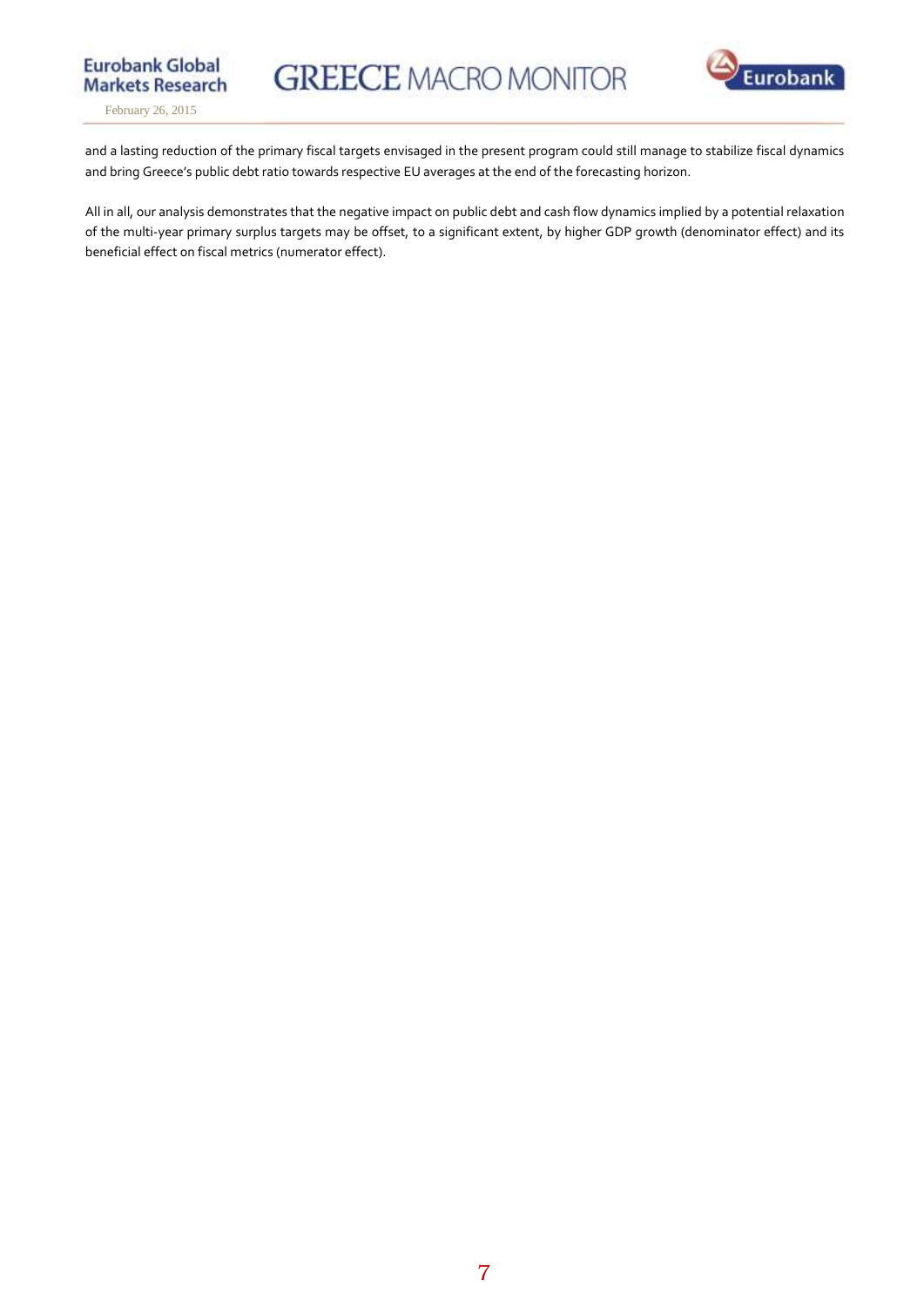and a lasting reduction of the primary fiscal targets envisaged in the present program could still manage to stabilize fiscal dynamics and bring Greece's public debt ratio towards respective EU averages at the end of the forecasting horizon.

All in all, our analysis demonstrates that the negative impact on public debt and cash flow dynamics implied by a potential relaxation of the multi-year primary surplus targets may be offset, to a significant extent, by higher GDP growth (denominator effect) and its beneficial effect on fiscal metrics (numerator effect).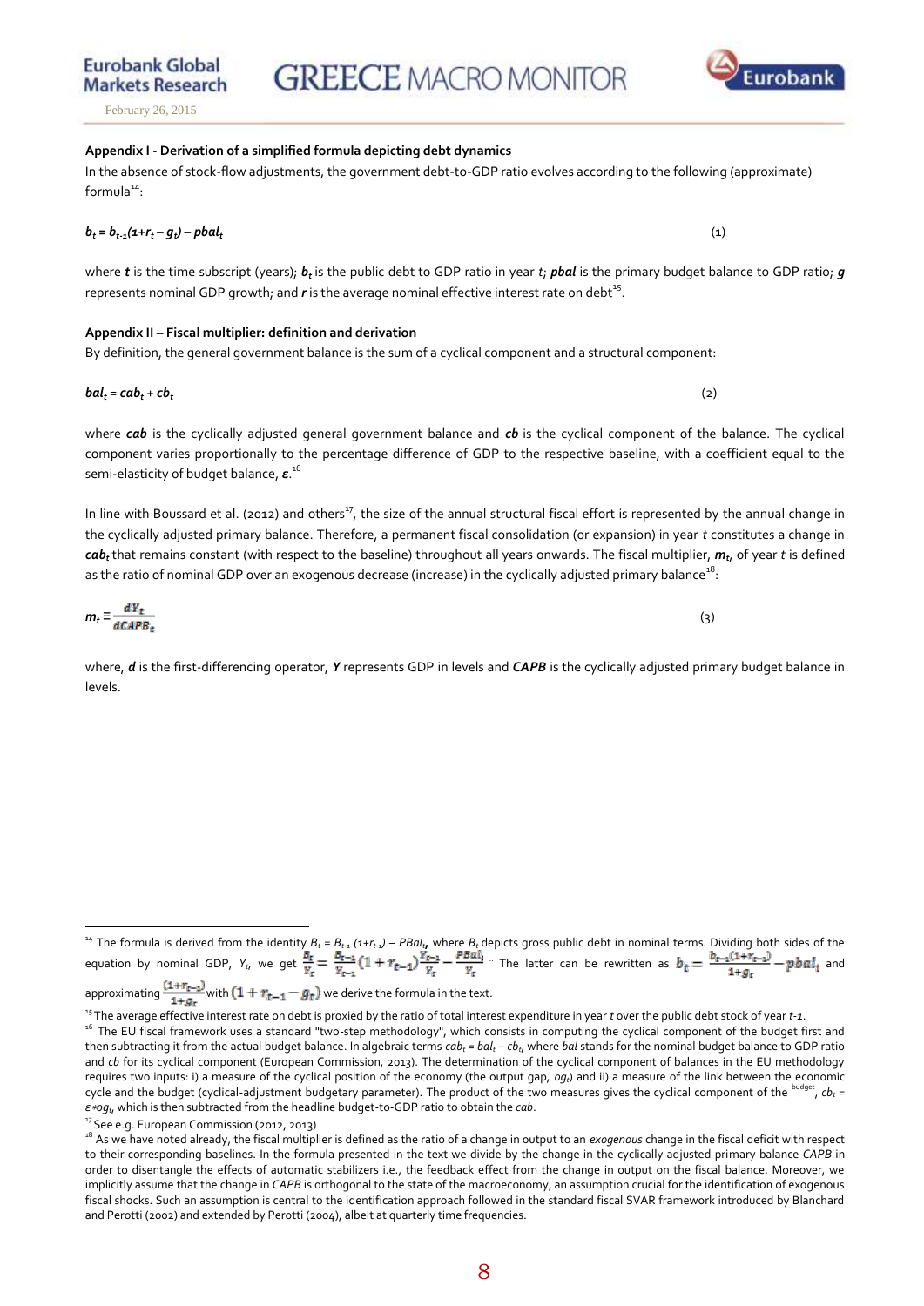### Appendix I - Derivation of a simplified formula depicting debt dynamics

In the absence of stock-flow adjustments, the government debt-to-GDP ratio evolves according to the following (approximate) formula[14]:

$$b_t = b_{t-1}(1+r_t - g_t) - pbal_t \tag{1}$$

where $t$ is the time subscript (years); $b_t$ is the public debt to GDP ratio in year $t$; $pbal$ is the primary budget balance to GDP ratio; $g$ represents nominal GDP growth; and $r$ is the average nominal effective interest rate on debt[15].

### Appendix II – Fiscal multiplier: definition and derivation

By definition, the general government balance is the sum of a cyclical component and a structural component:

$$bal_t = cab_t + cb_t \tag{2}$$

where $cab$ is the cyclically adjusted general government balance and $cb$ is the cyclical component of the balance. The cyclical component varies proportionally to the percentage difference of GDP to the respective baseline, with a coefficient equal to the semi-elasticity of budget balance, $\varepsilon$.[16]

In line with Boussard et al. (2012) and others[17], the size of the annual structural fiscal effort is represented by the annual change in the cyclically adjusted primary balance. Therefore, a permanent fiscal consolidation (or expansion) in year $t$ constitutes a change in $cab_t$ that remains constant (with respect to the baseline) throughout all years onwards. The fiscal multiplier, $m_t$, of year $t$ is defined as the ratio of nominal GDP over an exogenous decrease (increase) in the cyclically adjusted primary balance[18]:

$$m_t \equiv \frac{dY_t}{dCAPB_t} \tag{3}$$

where, $d$ is the first-differencing operator, $Y$ represents GDP in levels and $CAPB$ is the cyclically adjusted primary budget balance in levels.

---

[14] The formula is derived from the identity $B_t = B_{t-1}(1+r_{t-1}) - PBal_t$, where $B_t$ depicts gross public debt in nominal terms. Dividing both sides of the equation by nominal GDP, $Y_t$, we get $\frac{B_t}{Y_t} = \frac{B_{t-1}}{Y_{t-1}}(1+r_{t-1})\frac{Y_{t-1}}{Y_t} - \frac{PBal_t}{Y_t}$. The latter can be rewritten as $b_t = \frac{b_{t-1}(1+r_{t-1})}{1+g_t} - pbal_t$ and approximating $\frac{(1+r_{t-1})}{1+g_t}$ with $(1+r_{t-1}-g_t)$ we derive the formula in the text.

[15] The average effective interest rate on debt is proxied by the ratio of total interest expenditure in year $t$ over the public debt stock of year $t$-1.

[16] The EU fiscal framework uses a standard "two-step methodology", which consists in computing the cyclical component of the budget first and then subtracting it from the actual budget balance. In algebraic terms $cab_t = bal_t - cb_t$, where $bal$ stands for the nominal budget balance to GDP ratio and $cb$ for its cyclical component (European Commission, 2013). The determination of the cyclical component of balances in the EU methodology requires two inputs: i) a measure of the cyclical position of the economy (the output gap, $og_t$) and ii) a measure of the link between the economic cycle and the budget (cyclical-adjustment budgetary parameter). The product of the two measures gives the cyclical component of the budget, $cb_t = \varepsilon * og_t$, which is then subtracted from the headline budget-to-GDP ratio to obtain the $cab$.

[17] See e.g. European Commission (2012, 2013)

[18] As we have noted already, the fiscal multiplier is defined as the ratio of a change in output to an *exogenous* change in the fiscal deficit with respect to their corresponding baselines. In the formula presented in the text we divide by the change in the cyclically adjusted primary balance $CAPB$ in order to disentangle the effects of automatic stabilizers i.e., the feedback effect from the change in output on the fiscal balance. Moreover, we implicitly assume that the change in $CAPB$ is orthogonal to the state of the macroeconomy, an assumption crucial for the identification of exogenous fiscal shocks. Such an assumption is central to the identification approach followed in the standard fiscal SVAR framework introduced by Blanchard and Perotti (2002) and extended by Perotti (2004), albeit at quarterly time frequencies.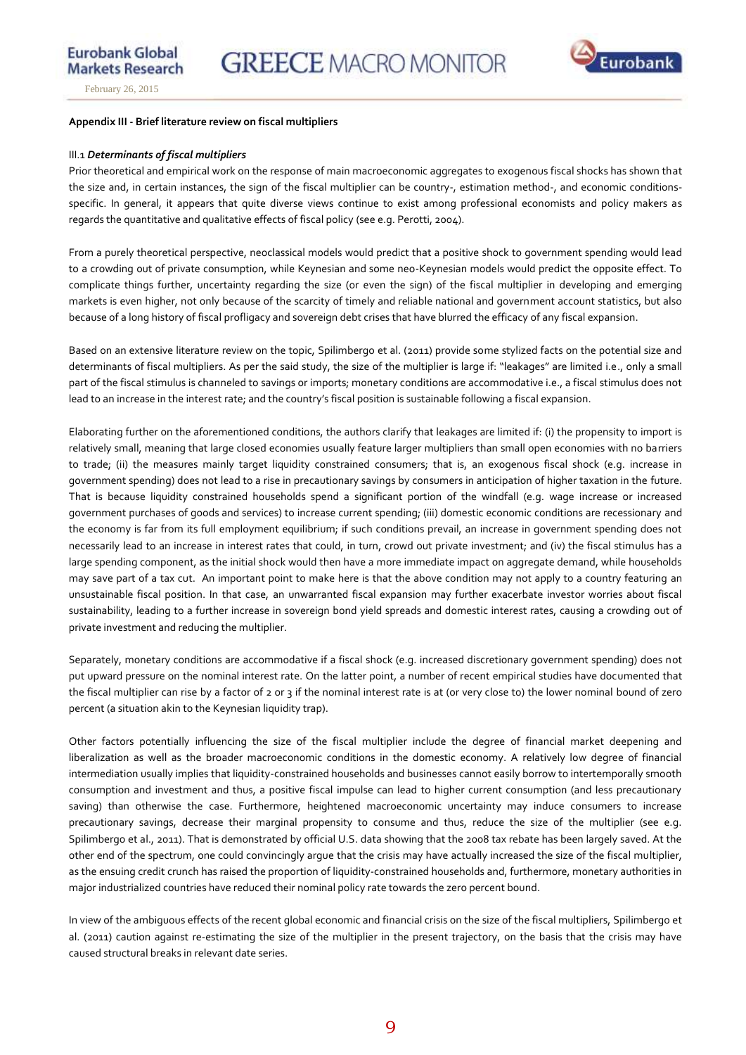**Appendix III - Brief literature review on fiscal multipliers**

III.1 ***Determinants of fiscal multipliers***

Prior theoretical and empirical work on the response of main macroeconomic aggregates to exogenous fiscal shocks has shown that the size and, in certain instances, the sign of the fiscal multiplier can be country-, estimation method-, and economic conditions-specific. In general, it appears that quite diverse views continue to exist among professional economists and policy makers as regards the quantitative and qualitative effects of fiscal policy (see e.g. Perotti, 2004).

From a purely theoretical perspective, neoclassical models would predict that a positive shock to government spending would lead to a crowding out of private consumption, while Keynesian and some neo-Keynesian models would predict the opposite effect. To complicate things further, uncertainty regarding the size (or even the sign) of the fiscal multiplier in developing and emerging markets is even higher, not only because of the scarcity of timely and reliable national and government account statistics, but also because of a long history of fiscal profligacy and sovereign debt crises that have blurred the efficacy of any fiscal expansion.

Based on an extensive literature review on the topic, Spilimbergo et al. (2011) provide some stylized facts on the potential size and determinants of fiscal multipliers. As per the said study, the size of the multiplier is large if: "leakages" are limited i.e., only a small part of the fiscal stimulus is channeled to savings or imports; monetary conditions are accommodative i.e., a fiscal stimulus does not lead to an increase in the interest rate; and the country's fiscal position is sustainable following a fiscal expansion.

Elaborating further on the aforementioned conditions, the authors clarify that leakages are limited if: (i) the propensity to import is relatively small, meaning that large closed economies usually feature larger multipliers than small open economies with no barriers to trade; (ii) the measures mainly target liquidity constrained consumers; that is, an exogenous fiscal shock (e.g. increase in government spending) does not lead to a rise in precautionary savings by consumers in anticipation of higher taxation in the future. That is because liquidity constrained households spend a significant portion of the windfall (e.g. wage increase or increased government purchases of goods and services) to increase current spending; (iii) domestic economic conditions are recessionary and the economy is far from its full employment equilibrium; if such conditions prevail, an increase in government spending does not necessarily lead to an increase in interest rates that could, in turn, crowd out private investment; and (iv) the fiscal stimulus has a large spending component, as the initial shock would then have a more immediate impact on aggregate demand, while households may save part of a tax cut. An important point to make here is that the above condition may not apply to a country featuring an unsustainable fiscal position. In that case, an unwarranted fiscal expansion may further exacerbate investor worries about fiscal sustainability, leading to a further increase in sovereign bond yield spreads and domestic interest rates, causing a crowding out of private investment and reducing the multiplier.

Separately, monetary conditions are accommodative if a fiscal shock (e.g. increased discretionary government spending) does not put upward pressure on the nominal interest rate. On the latter point, a number of recent empirical studies have documented that the fiscal multiplier can rise by a factor of 2 or 3 if the nominal interest rate is at (or very close to) the lower nominal bound of zero percent (a situation akin to the Keynesian liquidity trap).

Other factors potentially influencing the size of the fiscal multiplier include the degree of financial market deepening and liberalization as well as the broader macroeconomic conditions in the domestic economy. A relatively low degree of financial intermediation usually implies that liquidity-constrained households and businesses cannot easily borrow to intertemporally smooth consumption and investment and thus, a positive fiscal impulse can lead to higher current consumption (and less precautionary saving) than otherwise the case. Furthermore, heightened macroeconomic uncertainty may induce consumers to increase precautionary savings, decrease their marginal propensity to consume and thus, reduce the size of the multiplier (see e.g. Spilimbergo et al., 2011). That is demonstrated by official U.S. data showing that the 2008 tax rebate has been largely saved. At the other end of the spectrum, one could convincingly argue that the crisis may have actually increased the size of the fiscal multiplier, as the ensuing credit crunch has raised the proportion of liquidity-constrained households and, furthermore, monetary authorities in major industrialized countries have reduced their nominal policy rate towards the zero percent bound.

In view of the ambiguous effects of the recent global economic and financial crisis on the size of the fiscal multipliers, Spilimbergo et al. (2011) caution against re-estimating the size of the multiplier in the present trajectory, on the basis that the crisis may have caused structural breaks in relevant date series.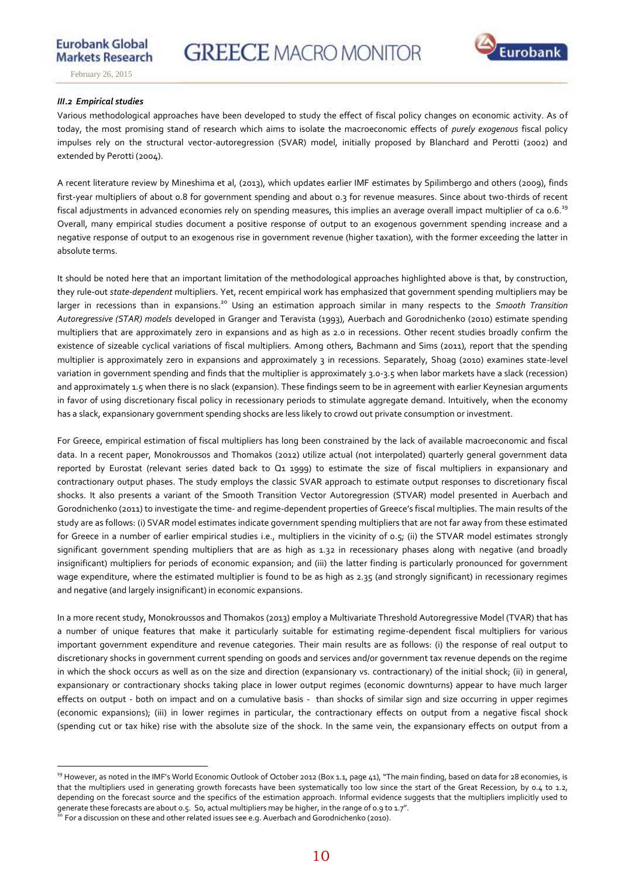### *III.2 Empirical studies*

Various methodological approaches have been developed to study the effect of fiscal policy changes on economic activity. As of today, the most promising stand of research which aims to isolate the macroeconomic effects of *purely exogenous* fiscal policy impulses rely on the structural vector-autoregression (SVAR) model, initially proposed by Blanchard and Perotti (2002) and extended by Perotti (2004).

A recent literature review by Mineshima et al, (2013), which updates earlier IMF estimates by Spilimbergo and others (2009), finds first-year multipliers of about 0.8 for government spending and about 0.3 for revenue measures. Since about two-thirds of recent fiscal adjustments in advanced economies rely on spending measures, this implies an average overall impact multiplier of ca 0.6.[19] Overall, many empirical studies document a positive response of output to an exogenous government spending increase and a negative response of output to an exogenous rise in government revenue (higher taxation), with the former exceeding the latter in absolute terms.

It should be noted here that an important limitation of the methodological approaches highlighted above is that, by construction, they rule-out *state-dependent* multipliers. Yet, recent empirical work has emphasized that government spending multipliers may be larger in recessions than in expansions.[20] Using an estimation approach similar in many respects to the *Smooth Transition Autoregressive (STAR) models* developed in Granger and Teravista (1993), Auerbach and Gorodnichenko (2010) estimate spending multipliers that are approximately zero in expansions and as high as 2.0 in recessions. Other recent studies broadly confirm the existence of sizeable cyclical variations of fiscal multipliers. Among others, Bachmann and Sims (2011), report that the spending multiplier is approximately zero in expansions and approximately 3 in recessions. Separately, Shoag (2010) examines state-level variation in government spending and finds that the multiplier is approximately 3.0-3.5 when labor markets have a slack (recession) and approximately 1.5 when there is no slack (expansion). These findings seem to be in agreement with earlier Keynesian arguments in favor of using discretionary fiscal policy in recessionary periods to stimulate aggregate demand. Intuitively, when the economy has a slack, expansionary government spending shocks are less likely to crowd out private consumption or investment.

For Greece, empirical estimation of fiscal multipliers has long been constrained by the lack of available macroeconomic and fiscal data. In a recent paper, Monokroussos and Thomakos (2012) utilize actual (not interpolated) quarterly general government data reported by Eurostat (relevant series dated back to Q1 1999) to estimate the size of fiscal multipliers in expansionary and contractionary output phases. The study employs the classic SVAR approach to estimate output responses to discretionary fiscal shocks. It also presents a variant of the Smooth Transition Vector Autoregression (STVAR) model presented in Auerbach and Gorodnichenko (2011) to investigate the time- and regime-dependent properties of Greece's fiscal multiplies. The main results of the study are as follows: (i) SVAR model estimates indicate government spending multipliers that are not far away from these estimated for Greece in a number of earlier empirical studies i.e., multipliers in the vicinity of 0.5; (ii) the STVAR model estimates strongly significant government spending multipliers that are as high as 1.32 in recessionary phases along with negative (and broadly insignificant) multipliers for periods of economic expansion; and (iii) the latter finding is particularly pronounced for government wage expenditure, where the estimated multiplier is found to be as high as 2.35 (and strongly significant) in recessionary regimes and negative (and largely insignificant) in economic expansions.

In a more recent study, Monokroussos and Thomakos (2013) employ a Multivariate Threshold Autoregressive Model (TVAR) that has a number of unique features that make it particularly suitable for estimating regime-dependent fiscal multipliers for various important government expenditure and revenue categories. Their main results are as follows: (i) the response of real output to discretionary shocks in government current spending on goods and services and/or government tax revenue depends on the regime in which the shock occurs as well as on the size and direction (expansionary vs. contractionary) of the initial shock; (ii) in general, expansionary or contractionary shocks taking place in lower output regimes (economic downturns) appear to have much larger effects on output - both on impact and on a cumulative basis - than shocks of similar sign and size occurring in upper regimes (economic expansions); (iii) in lower regimes in particular, the contractionary effects on output from a negative fiscal shock (spending cut or tax hike) rise with the absolute size of the shock. In the same vein, the expansionary effects on output from a

---

[19] However, as noted in the IMF's World Economic Outlook of October 2012 (Box 1.1, page 41), "The main finding, based on data for 28 economies, is that the multipliers used in generating growth forecasts have been systematically too low since the start of the Great Recession, by 0.4 to 1.2, depending on the forecast source and the specifics of the estimation approach. Informal evidence suggests that the multipliers implicitly used to generate these forecasts are about 0.5. So, actual multipliers may be higher, in the range of 0.9 to 1.7".

[20] For a discussion on these and other related issues see e.g. Auerbach and Gorodnichenko (2010).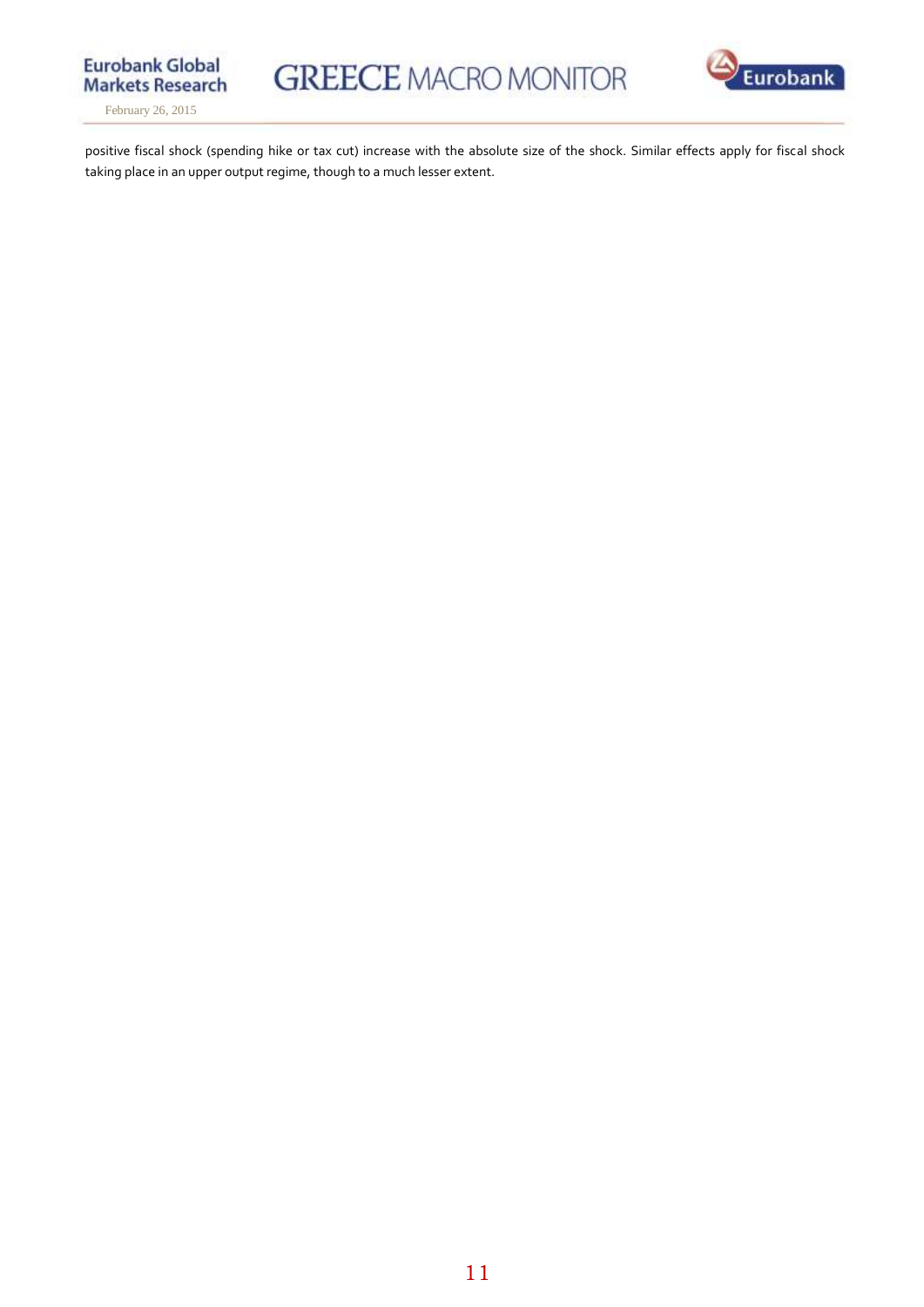positive fiscal shock (spending hike or tax cut) increase with the absolute size of the shock. Similar effects apply for fiscal shock taking place in an upper output regime, though to a much lesser extent.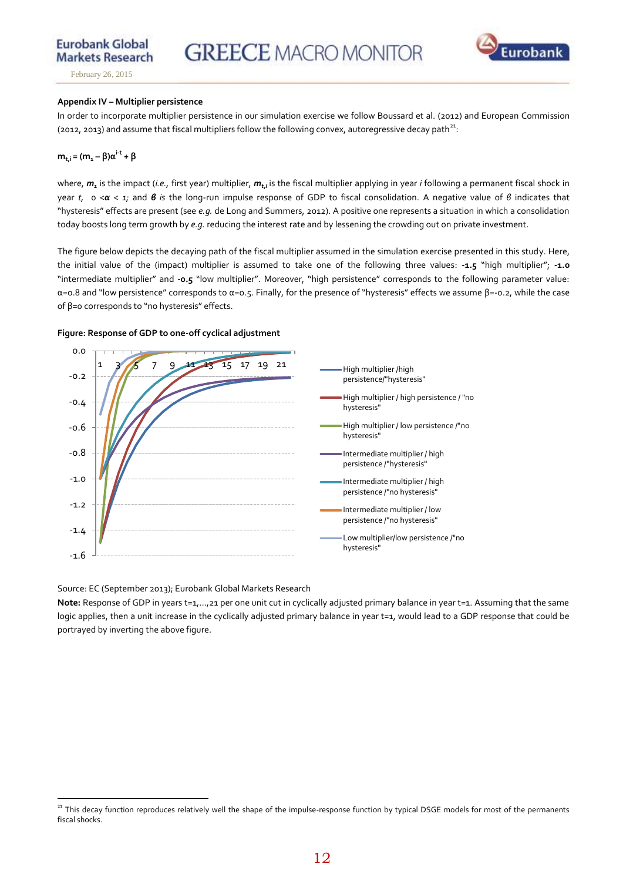### Appendix IV – Multiplier persistence

In order to incorporate multiplier persistence in our simulation exercise we follow Boussard et al. (2012) and European Commission (2012, 2013) and assume that fiscal multipliers follow the following convex, autoregressive decay path[21]:

$$m_{t,i} = (m_1 - \beta)\alpha^{i-t} + \beta$$

where, $m_1$ is the impact (*i.e.*, first year) multiplier, $m_{t,I}$ is the fiscal multiplier applying in year *i* following a permanent fiscal shock in year *t*, $0 < \alpha < 1$; and $\beta$ *is* the long-run impulse response of GDP to fiscal consolidation. A negative value of $\beta$ indicates that "hysteresis" effects are present (see *e.g.* de Long and Summers, 2012). A positive one represents a situation in which a consolidation today boosts long term growth by *e.g.* reducing the interest rate and by lessening the crowding out on private investment.

The figure below depicts the decaying path of the fiscal multiplier assumed in the simulation exercise presented in this study. Here, the initial value of the (impact) multiplier is assumed to take one of the following three values: **-1.5** "high multiplier"; **-1.0** "intermediate multiplier" and **-0.5** "low multiplier". Moreover, "high persistence" corresponds to the following parameter value: $\alpha$=0.8 and "low persistence" corresponds to $\alpha$=0.5. Finally, for the presence of "hysteresis" effects we assume $\beta$=-0.2, while the case of $\beta$=0 corresponds to "no hysteresis" effects.

**Figure: Response of GDP to one-off cyclical adjustment**

Source: EC (September 2013); Eurobank Global Markets Research

**Note:** Response of GDP in years t=1,...,21 per one unit cut in cyclically adjusted primary balance in year t=1. Assuming that the same logic applies, then a unit increase in the cyclically adjusted primary balance in year t=1, would lead to a GDP response that could be portrayed by inverting the above figure.

---

[21] This decay function reproduces relatively well the shape of the impulse-response function by typical DSGE models for most of the permanents fiscal shocks.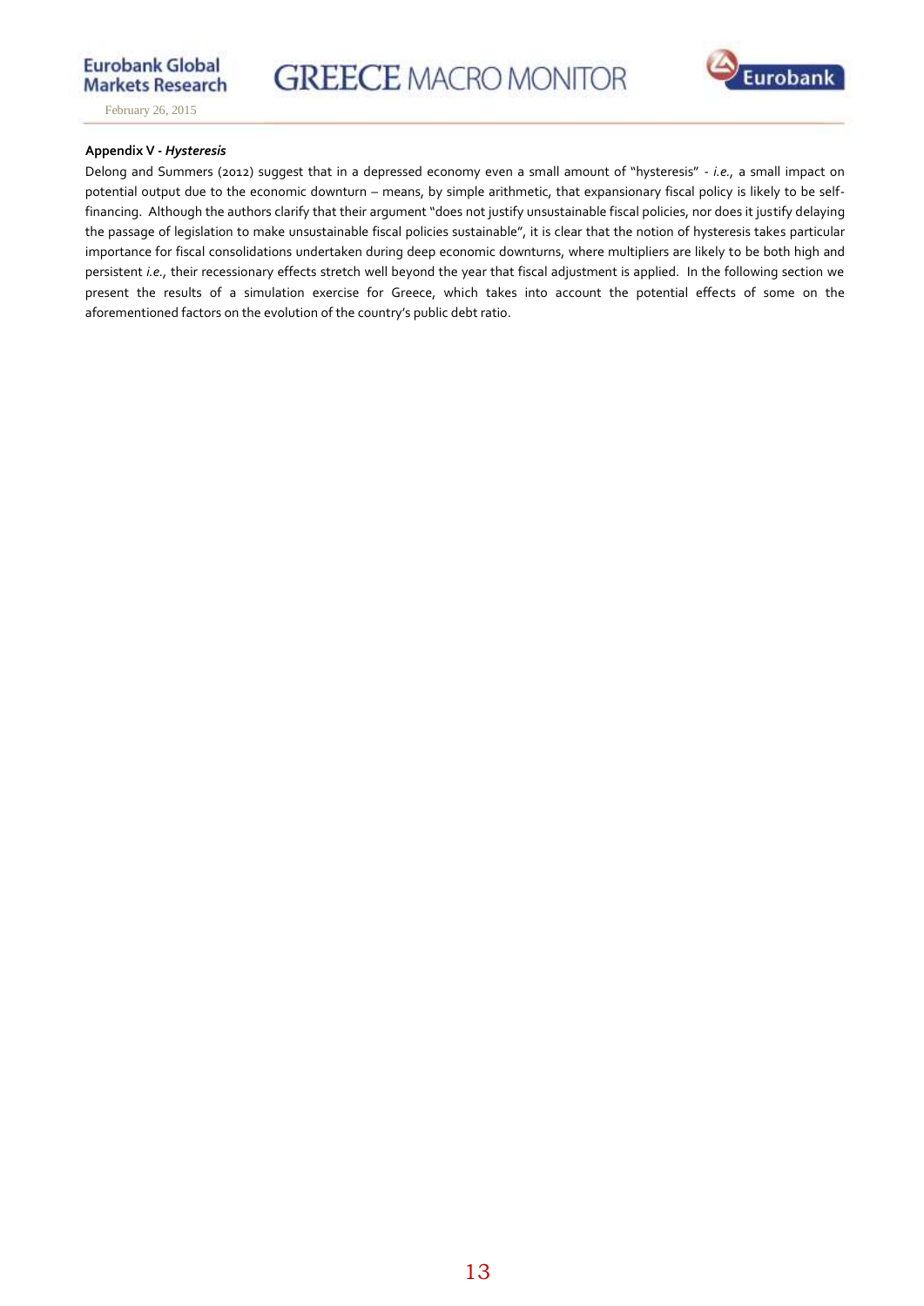**Appendix V - *Hysteresis***

Delong and Summers (2012) suggest that in a depressed economy even a small amount of "hysteresis" - *i.e.*, a small impact on potential output due to the economic downturn – means, by simple arithmetic, that expansionary fiscal policy is likely to be self-financing. Although the authors clarify that their argument "does not justify unsustainable fiscal policies, nor does it justify delaying the passage of legislation to make unsustainable fiscal policies sustainable", it is clear that the notion of hysteresis takes particular importance for fiscal consolidations undertaken during deep economic downturns, where multipliers are likely to be both high and persistent *i.e.*, their recessionary effects stretch well beyond the year that fiscal adjustment is applied. In the following section we present the results of a simulation exercise for Greece, which takes into account the potential effects of some on the aforementioned factors on the evolution of the country's public debt ratio.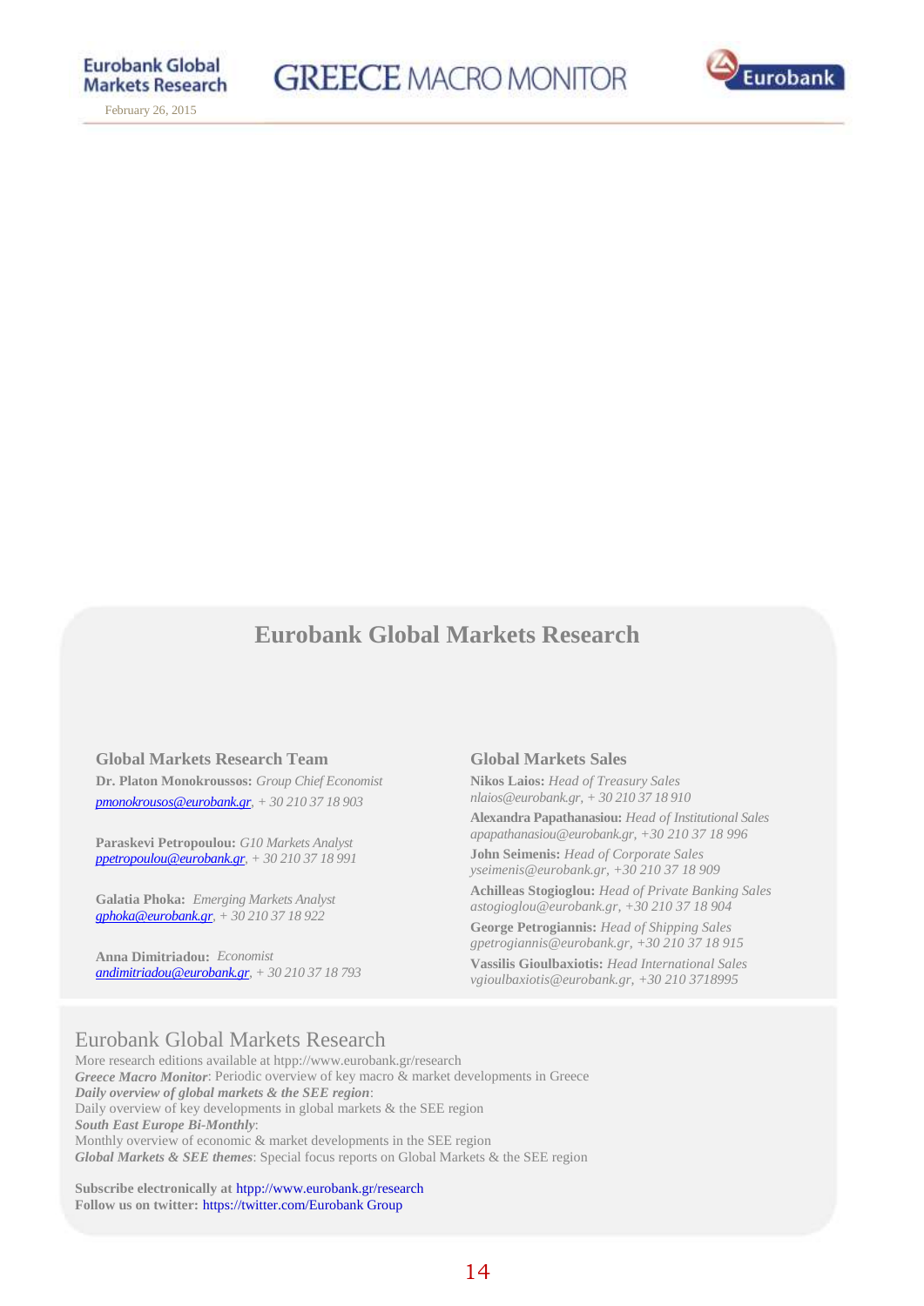# Eurobank Global Markets Research

### Global Markets Research Team

**Dr. Platon Monokroussos:** *Group Chief Economist*
*pmonokrousos@eurobank.gr, + 30 210 37 18 903*

**Paraskevi Petropoulou:** *G10 Markets Analyst*
*ppetropoulou@eurobank.gr, + 30 210 37 18 991*

**Galatia Phoka:** *Emerging Markets Analyst*
*gphoka@eurobank.gr, + 30 210 37 18 922*

**Anna Dimitriadou:** *Economist*
*andimitriadou@eurobank.gr, + 30 210 37 18 793*

### Global Markets Sales

**Nikos Laios:** *Head of Treasury Sales*
*nlaios@eurobank.gr, + 30 210 37 18 910*

**Alexandra Papathanasiou:** *Head of Institutional Sales*
*apapathanasiou@eurobank.gr, +30 210 37 18 996*

**John Seimenis:** *Head of Corporate Sales*
*yseimenis@eurobank.gr, +30 210 37 18 909*

**Achilleas Stogioglou:** *Head of Private Banking Sales*
*astogioglou@eurobank.gr, +30 210 37 18 904*

**George Petrogiannis:** *Head of Shipping Sales*
*gpetrogiannis@eurobank.gr, +30 210 37 18 915*

**Vassilis Gioulbaxiotis:** *Head International Sales*
*vgioulbaxiotis@eurobank.gr, +30 210 3718995*

## Eurobank Global Markets Research

More research editions available at htpp://www.eurobank.gr/research
***Greece Macro Monitor***: Periodic overview of key macro & market developments in Greece
***Daily overview of global markets & the SEE region***:
Daily overview of key developments in global markets & the SEE region
***South East Europe Bi-Monthly***:
Monthly overview of economic & market developments in the SEE region
***Global Markets & SEE themes***: Special focus reports on Global Markets & the SEE region

**Subscribe electronically at** htpp://www.eurobank.gr/research
**Follow us on twitter:** https://twitter.com/Eurobank Group